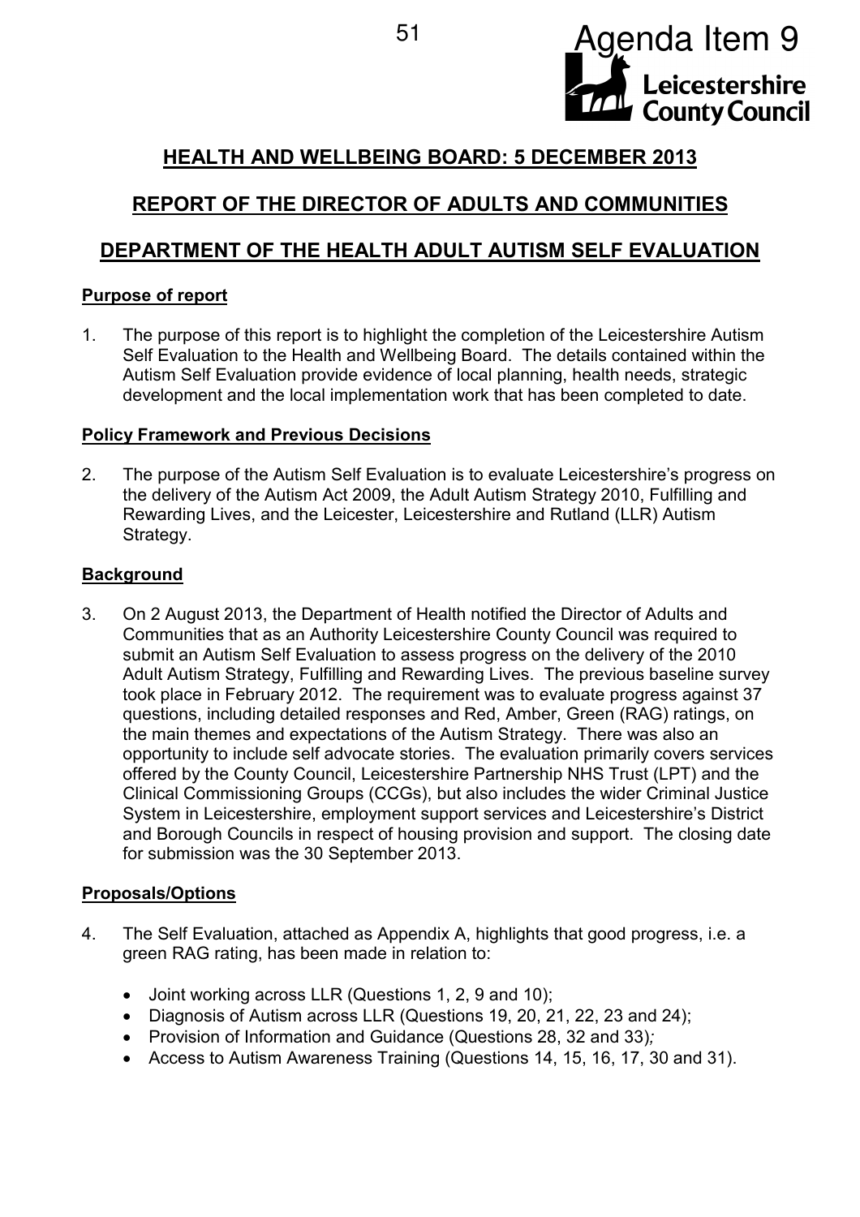Agenda Item 9

Leicestershire County Council

## HEALTH AND WELLBEING BOARD: 5 DECEMBER 2013

## REPORT OF THE DIRECTOR OF ADULTS AND COMMUNITIES

## DEPARTMENT OF THE HEALTH ADULT AUTISM SELF EVALUATION

### Purpose of report

1. The purpose of this report is to highlight the completion of the Leicestershire Autism Self Evaluation to the Health and Wellbeing Board. The details contained within the Autism Self Evaluation provide evidence of local planning, health needs, strategic development and the local implementation work that has been completed to date.

### Policy Framework and Previous Decisions

2. The purpose of the Autism Self Evaluation is to evaluate Leicestershire's progress on the delivery of the Autism Act 2009, the Adult Autism Strategy 2010, Fulfilling and Rewarding Lives, and the Leicester, Leicestershire and Rutland (LLR) Autism Strategy.

### Background

3. On 2 August 2013, the Department of Health notified the Director of Adults and Communities that as an Authority Leicestershire County Council was required to submit an Autism Self Evaluation to assess progress on the delivery of the 2010 Adult Autism Strategy, Fulfilling and Rewarding Lives. The previous baseline survey took place in February 2012. The requirement was to evaluate progress against 37 questions, including detailed responses and Red, Amber, Green (RAG) ratings, on the main themes and expectations of the Autism Strategy. There was also an opportunity to include self advocate stories. The evaluation primarily covers services offered by the County Council, Leicestershire Partnership NHS Trust (LPT) and the Clinical Commissioning Groups (CCGs), but also includes the wider Criminal Justice System in Leicestershire, employment support services and Leicestershire's District and Borough Councils in respect of housing provision and support. The closing date for submission was the 30 September 2013.

### Proposals/Options

4. The Self Evaluation, attached as Appendix A, highlights that good progress, i.e. a green RAG rating, has been made in relation to:

   - Joint working across LLR (Questions 1, 2, 9 and 10);
   - Diagnosis of Autism across LLR (Questions 19, 20, 21, 22, 23 and 24);
   - Provision of Information and Guidance (Questions 28, 32 and 33);
   - Access to Autism Awareness Training (Questions 14, 15, 16, 17, 30 and 31).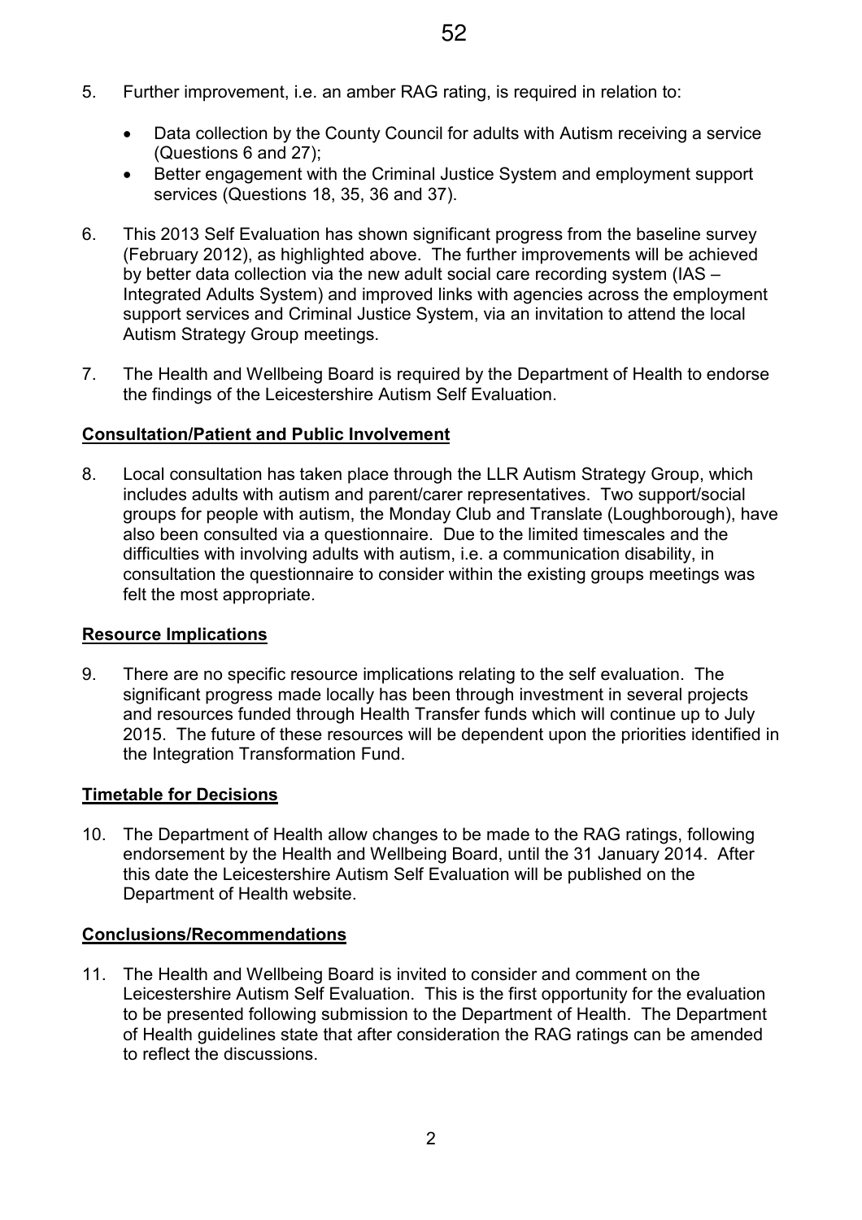5. Further improvement, i.e. an amber RAG rating, is required in relation to:

   - Data collection by the County Council for adults with Autism receiving a service (Questions 6 and 27);
   - Better engagement with the Criminal Justice System and employment support services (Questions 18, 35, 36 and 37).

6. This 2013 Self Evaluation has shown significant progress from the baseline survey (February 2012), as highlighted above. The further improvements will be achieved by better data collection via the new adult social care recording system (IAS – Integrated Adults System) and improved links with agencies across the employment support services and Criminal Justice System, via an invitation to attend the local Autism Strategy Group meetings.

7. The Health and Wellbeing Board is required by the Department of Health to endorse the findings of the Leicestershire Autism Self Evaluation.

## Consultation/Patient and Public Involvement

8. Local consultation has taken place through the LLR Autism Strategy Group, which includes adults with autism and parent/carer representatives. Two support/social groups for people with autism, the Monday Club and Translate (Loughborough), have also been consulted via a questionnaire. Due to the limited timescales and the difficulties with involving adults with autism, i.e. a communication disability, in consultation the questionnaire to consider within the existing groups meetings was felt the most appropriate.

## Resource Implications

9. There are no specific resource implications relating to the self evaluation. The significant progress made locally has been through investment in several projects and resources funded through Health Transfer funds which will continue up to July 2015. The future of these resources will be dependent upon the priorities identified in the Integration Transformation Fund.

## Timetable for Decisions

10. The Department of Health allow changes to be made to the RAG ratings, following endorsement by the Health and Wellbeing Board, until the 31 January 2014. After this date the Leicestershire Autism Self Evaluation will be published on the Department of Health website.

## Conclusions/Recommendations

11. The Health and Wellbeing Board is invited to consider and comment on the Leicestershire Autism Self Evaluation. This is the first opportunity for the evaluation to be presented following submission to the Department of Health. The Department of Health guidelines state that after consideration the RAG ratings can be amended to reflect the discussions.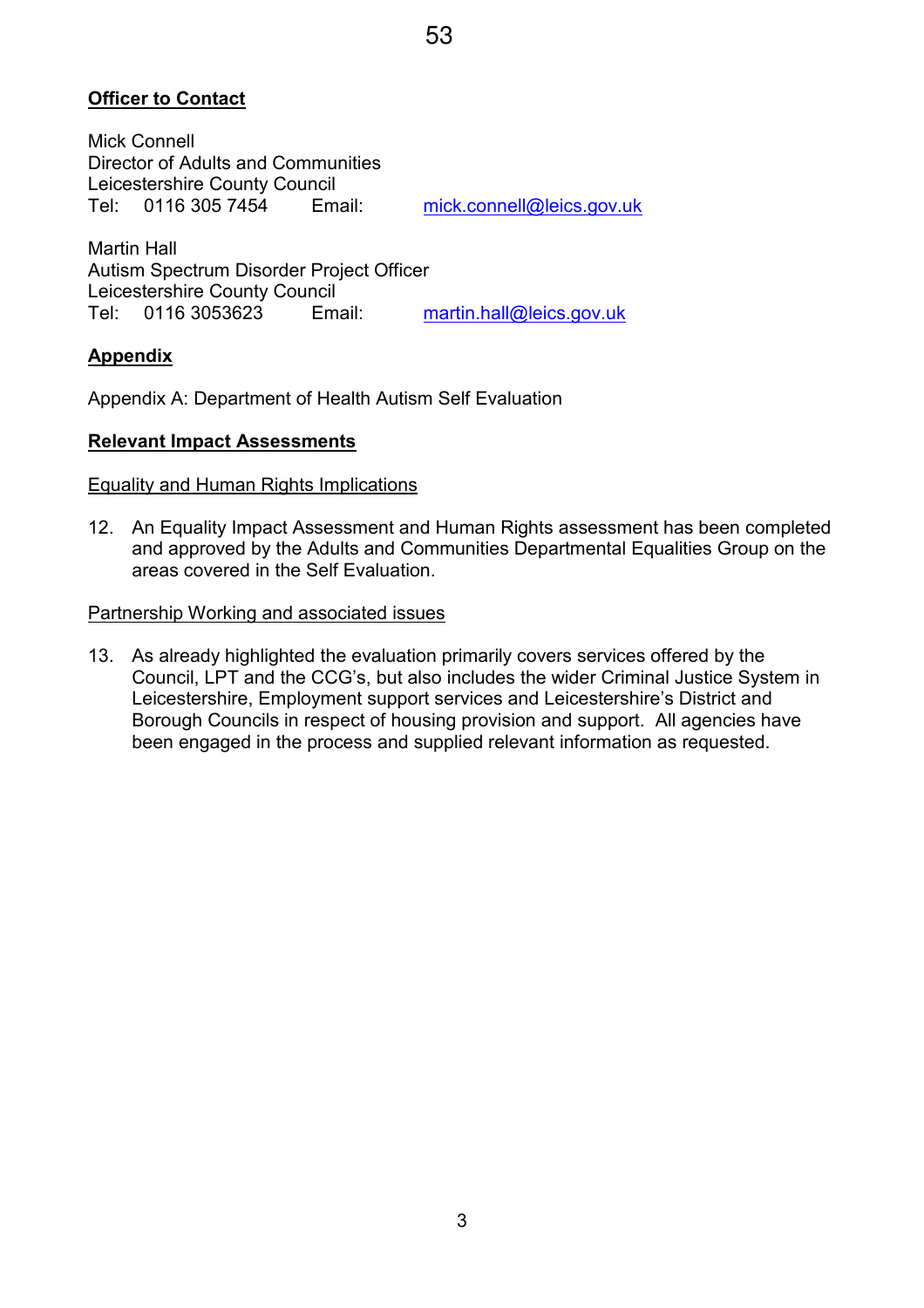**Officer to Contact**

Mick Connell
Director of Adults and Communities
Leicestershire County Council
Tel: 0116 305 7454 Email: mick.connell@leics.gov.uk

Martin Hall
Autism Spectrum Disorder Project Officer
Leicestershire County Council
Tel: 0116 3053623 Email: martin.hall@leics.gov.uk

**Appendix**

Appendix A: Department of Health Autism Self Evaluation

**Relevant Impact Assessments**

Equality and Human Rights Implications

12. An Equality Impact Assessment and Human Rights assessment has been completed and approved by the Adults and Communities Departmental Equalities Group on the areas covered in the Self Evaluation.

Partnership Working and associated issues

13. As already highlighted the evaluation primarily covers services offered by the Council, LPT and the CCG's, but also includes the wider Criminal Justice System in Leicestershire, Employment support services and Leicestershire's District and Borough Councils in respect of housing provision and support. All agencies have been engaged in the process and supplied relevant information as requested.